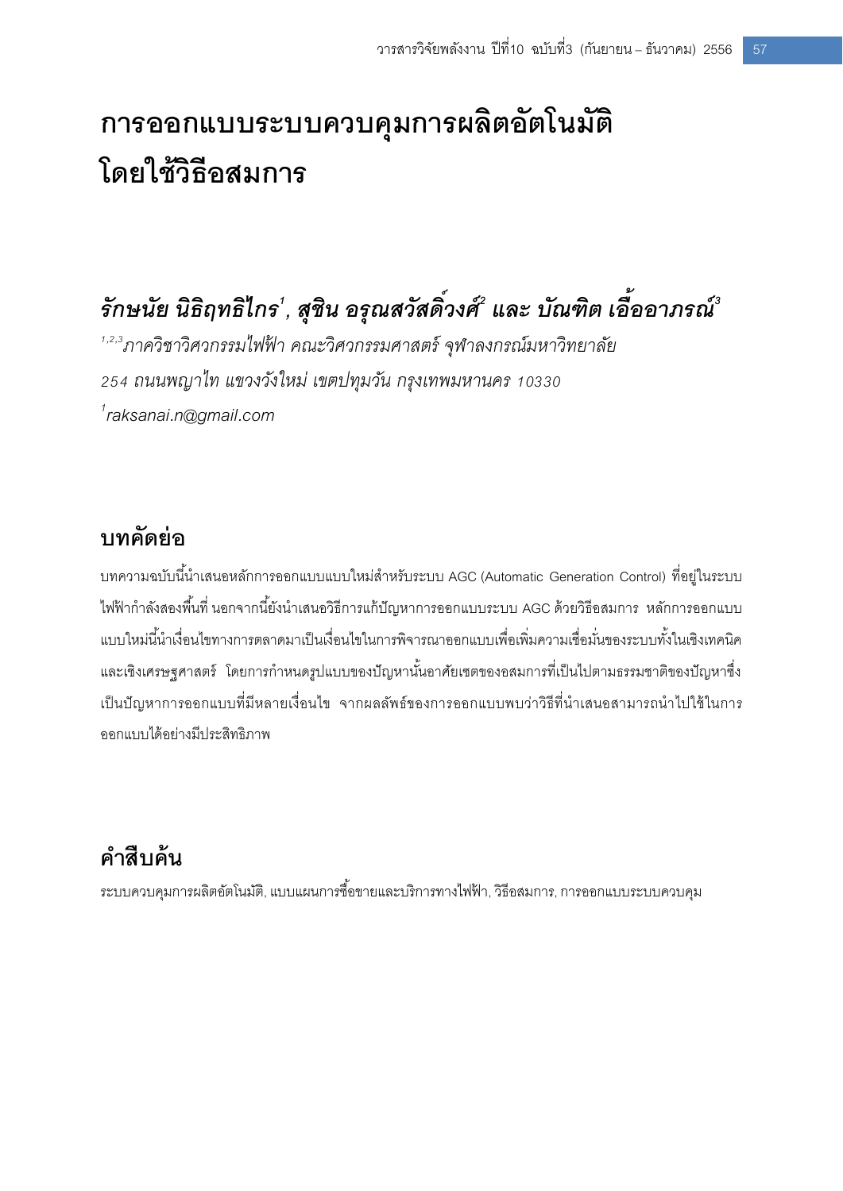# การออกแบบระบบควบคุมการผลิตอัตโนมัติโดยใช้วิธีอสมการ

***รักษนัย นิธิฤทธิไกร[1], สุชิน อรุณสวัสดิ์วงศ์[2] และ บัณฑิต เอื้ออาภรณ์[3]***

*[1,2,3]ภาควิชาวิศวกรรมไฟฟ้า คณะวิศวกรรมศาสตร์ จุฬาลงกรณ์มหาวิทยาลัย*

*254 ถนนพญาไท แขวงวังใหม่ เขตปทุมวัน กรุงเทพมหานคร 10330*

*[1]raksanai.n@gmail.com*

## บทคัดย่อ

บทความฉบับนี้นำเสนอหลักการออกแบบแบบใหม่สำหรับระบบ AGC (Automatic Generation Control) ที่อยู่ในระบบไฟฟ้ากำลังสองพื้นที่ นอกจากนี้ยังนำเสนอวิธีการแก้ปัญหาการออกแบบระบบ AGC ด้วยวิธีอสมการ หลักการออกแบบแบบใหม่นี้นำเงื่อนไขทางการตลาดมาเป็นเงื่อนไขในการพิจารณาออกแบบเพื่อเพิ่มความเชื่อมั่นของระบบทั้งในเชิงเทคนิคและเชิงเศรษฐศาสตร์ โดยการกำหนดรูปแบบของปัญหานั้นอาศัยเซตของอสมการที่เป็นไปตามธรรมชาติของปัญหาซึ่งเป็นปัญหาการออกแบบที่มีหลายเงื่อนไข จากผลลัพธ์ของการออกแบบพบว่าวิธีที่นำเสนอสามารถนำไปใช้ในการออกแบบได้อย่างมีประสิทธิภาพ

## คำสืบค้น

ระบบควบคุมการผลิตอัตโนมัติ, แบบแผนการซื้อขายและบริการทางไฟฟ้า, วิธีอสมการ, การออกแบบระบบควบคุม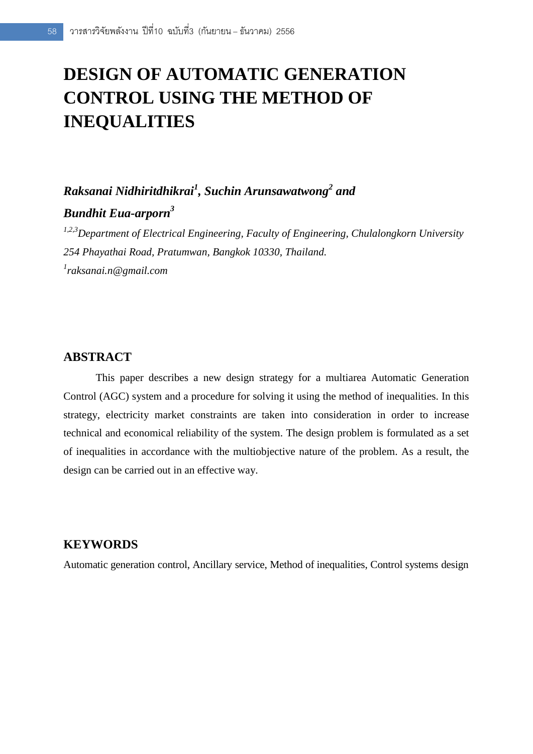# DESIGN OF AUTOMATIC GENERATION CONTROL USING THE METHOD OF INEQUALITIES

***Raksanai Nidhiritdhikrai[1], Suchin Arunsawatwong[2] and Bundhit Eua-arporn[3]***

*[1,2,3]Department of Electrical Engineering, Faculty of Engineering, Chulalongkorn University 254 Phayathai Road, Pratumwan, Bangkok 10330, Thailand.*

*[1]raksanai.n@gmail.com*

## ABSTRACT

This paper describes a new design strategy for a multiarea Automatic Generation Control (AGC) system and a procedure for solving it using the method of inequalities. In this strategy, electricity market constraints are taken into consideration in order to increase technical and economical reliability of the system. The design problem is formulated as a set of inequalities in accordance with the multiobjective nature of the problem. As a result, the design can be carried out in an effective way.

## KEYWORDS

Automatic generation control, Ancillary service, Method of inequalities, Control systems design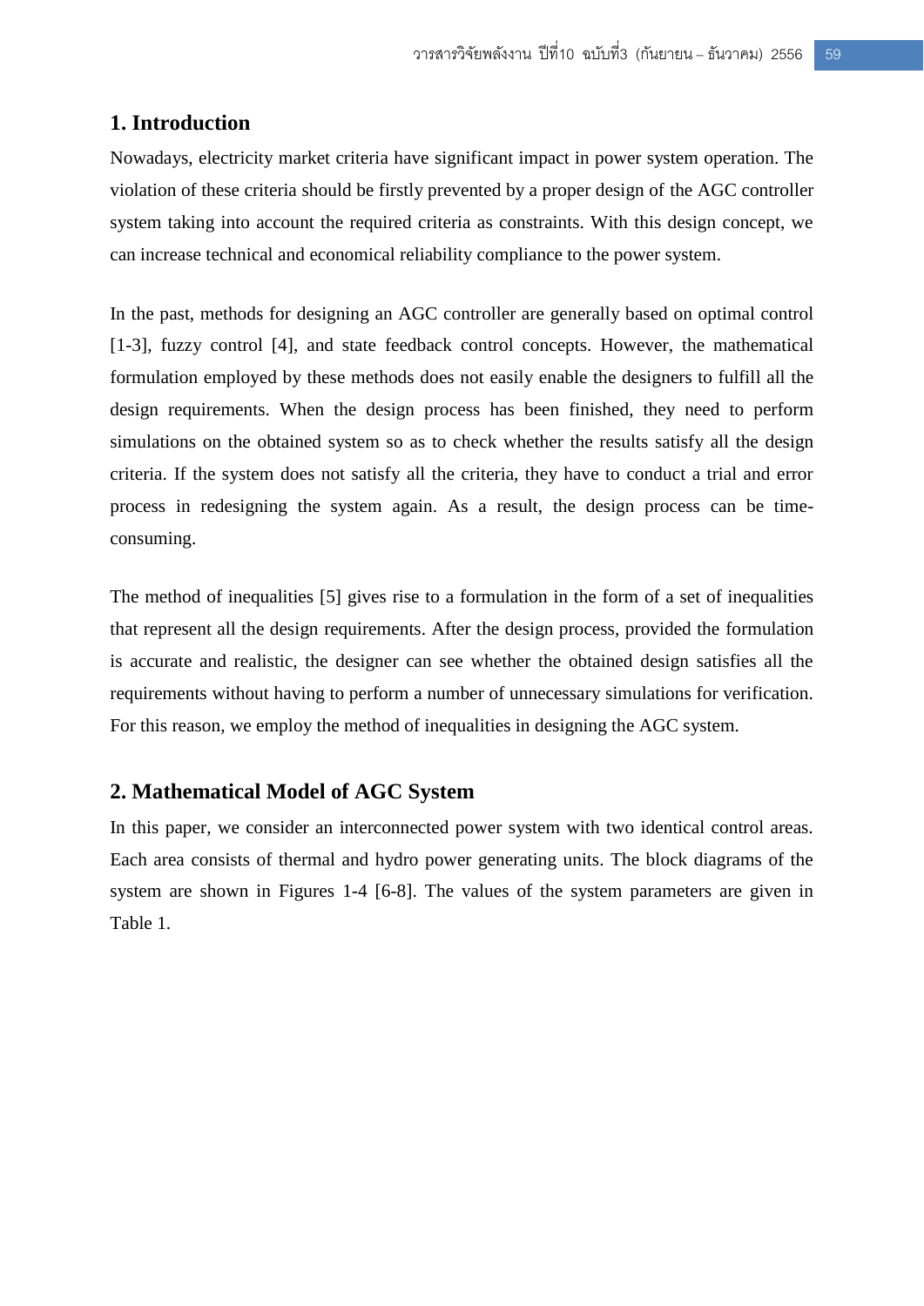## 1. Introduction

Nowadays, electricity market criteria have significant impact in power system operation. The violation of these criteria should be firstly prevented by a proper design of the AGC controller system taking into account the required criteria as constraints. With this design concept, we can increase technical and economical reliability compliance to the power system.

In the past, methods for designing an AGC controller are generally based on optimal control [1-3], fuzzy control [4], and state feedback control concepts. However, the mathematical formulation employed by these methods does not easily enable the designers to fulfill all the design requirements. When the design process has been finished, they need to perform simulations on the obtained system so as to check whether the results satisfy all the design criteria. If the system does not satisfy all the criteria, they have to conduct a trial and error process in redesigning the system again. As a result, the design process can be time-consuming.

The method of inequalities [5] gives rise to a formulation in the form of a set of inequalities that represent all the design requirements. After the design process, provided the formulation is accurate and realistic, the designer can see whether the obtained design satisfies all the requirements without having to perform a number of unnecessary simulations for verification. For this reason, we employ the method of inequalities in designing the AGC system.

## 2. Mathematical Model of AGC System

In this paper, we consider an interconnected power system with two identical control areas. Each area consists of thermal and hydro power generating units. The block diagrams of the system are shown in Figures 1-4 [6-8]. The values of the system parameters are given in Table 1.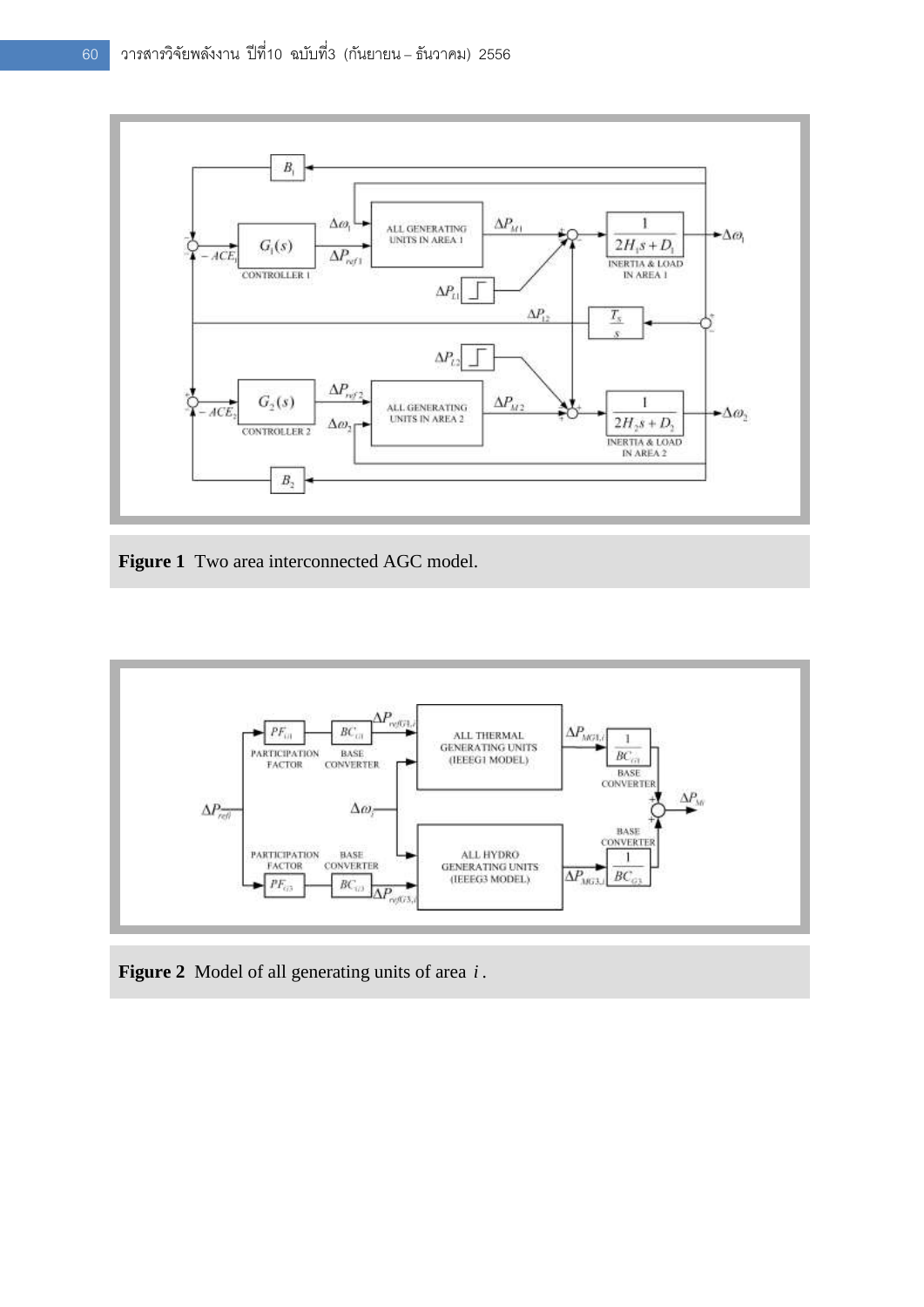**Figure 1** Two area interconnected AGC model.

**Figure 2** Model of all generating units of area $i$.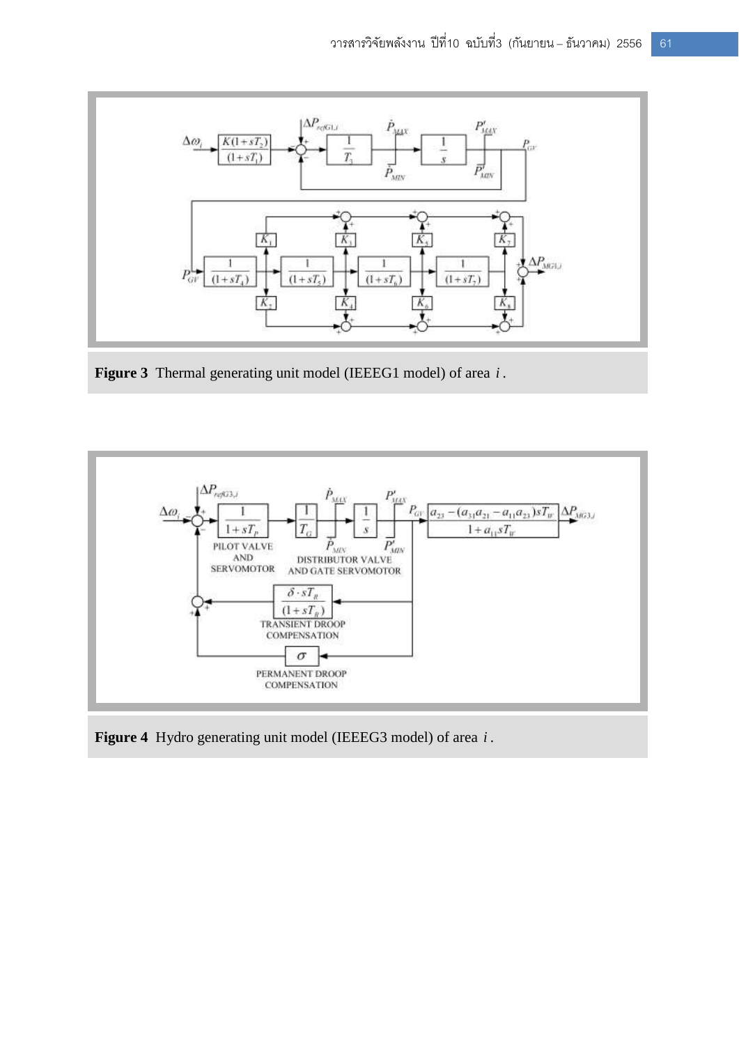**Figure 3** Thermal generating unit model (IEEEG1 model) of area $i$.

**Figure 4** Hydro generating unit model (IEEEG3 model) of area $i$.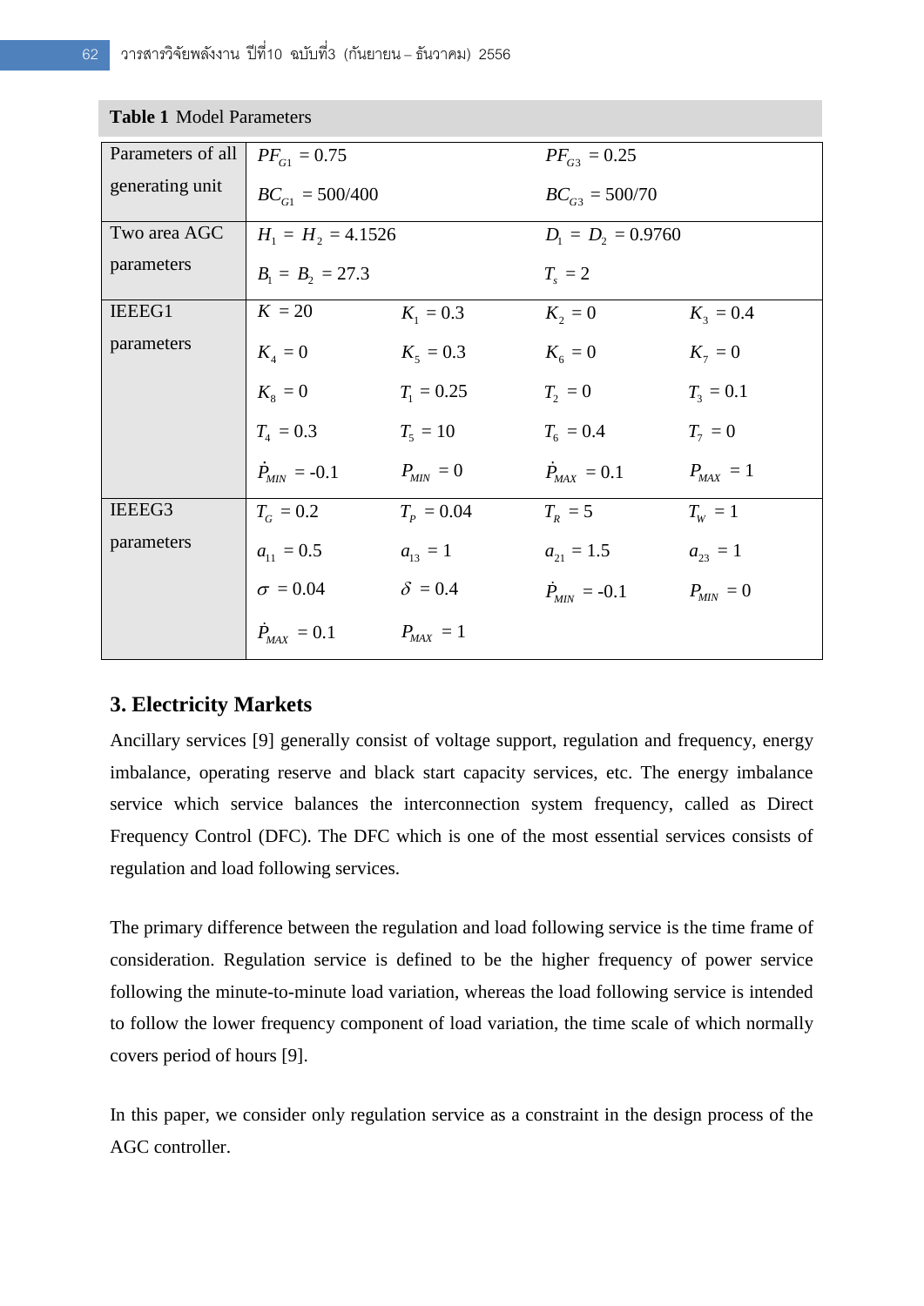**Table 1** Model Parameters

| | | | | |
|---|---|---|---|---|
| Parameters of all generating unit | $PF_{G1} = 0.75$ | | $PF_{G3} = 0.25$ | |
| | $BC_{G1} = 500/400$ | | $BC_{G3} = 500/70$ | |
| Two area AGC parameters | $H_1 = H_2 = 4.1526$ | | $D_1 = D_2 = 0.9760$ | |
| | $B_1 = B_2 = 27.3$ | | $T_s = 2$ | |
| IEEEG1 parameters | $K = 20$ | $K_1 = 0.3$ | $K_2 = 0$ | $K_3 = 0.4$ |
| | $K_4 = 0$ | $K_5 = 0.3$ | $K_6 = 0$ | $K_7 = 0$ |
| | $K_8 = 0$ | $T_1 = 0.25$ | $T_2 = 0$ | $T_3 = 0.1$ |
| | $T_4 = 0.3$ | $T_5 = 10$ | $T_6 = 0.4$ | $T_7 = 0$ |
| | $\dot{P}_{MIN} = -0.1$ | $P_{MIN} = 0$ | $\dot{P}_{MAX} = 0.1$ | $P_{MAX} = 1$ |
| IEEEG3 parameters | $T_G = 0.2$ | $T_P = 0.04$ | $T_R = 5$ | $T_W = 1$ |
| | $a_{11} = 0.5$ | $a_{13} = 1$ | $a_{21} = 1.5$ | $a_{23} = 1$ |
| | $\sigma = 0.04$ | $\delta = 0.4$ | $\dot{P}_{MIN} = -0.1$ | $P_{MIN} = 0$ |
| | $\dot{P}_{MAX} = 0.1$ | $P_{MAX} = 1$ | | |

## 3. Electricity Markets

Ancillary services [9] generally consist of voltage support, regulation and frequency, energy imbalance, operating reserve and black start capacity services, etc. The energy imbalance service which service balances the interconnection system frequency, called as Direct Frequency Control (DFC). The DFC which is one of the most essential services consists of regulation and load following services.

The primary difference between the regulation and load following service is the time frame of consideration. Regulation service is defined to be the higher frequency of power service following the minute-to-minute load variation, whereas the load following service is intended to follow the lower frequency component of load variation, the time scale of which normally covers period of hours [9].

In this paper, we consider only regulation service as a constraint in the design process of the AGC controller.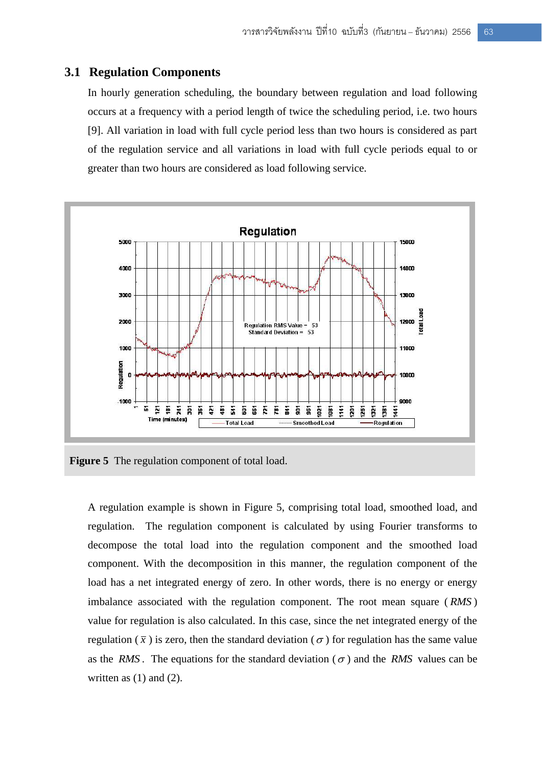### 3.1 Regulation Components

In hourly generation scheduling, the boundary between regulation and load following occurs at a frequency with a period length of twice the scheduling period, i.e. two hours [9]. All variation in load with full cycle period less than two hours is considered as part of the regulation service and all variations in load with full cycle periods equal to or greater than two hours are considered as load following service.

**Figure 5** The regulation component of total load.

A regulation example is shown in Figure 5, comprising total load, smoothed load, and regulation. The regulation component is calculated by using Fourier transforms to decompose the total load into the regulation component and the smoothed load component. With the decomposition in this manner, the regulation component of the load has a net integrated energy of zero. In other words, there is no energy or energy imbalance associated with the regulation component. The root mean square ( $RMS$ ) value for regulation is also calculated. In this case, since the net integrated energy of the regulation ( $\bar{x}$ ) is zero, then the standard deviation ( $\sigma$ ) for regulation has the same value as the $RMS$. The equations for the standard deviation ( $\sigma$ ) and the $RMS$ values can be written as (1) and (2).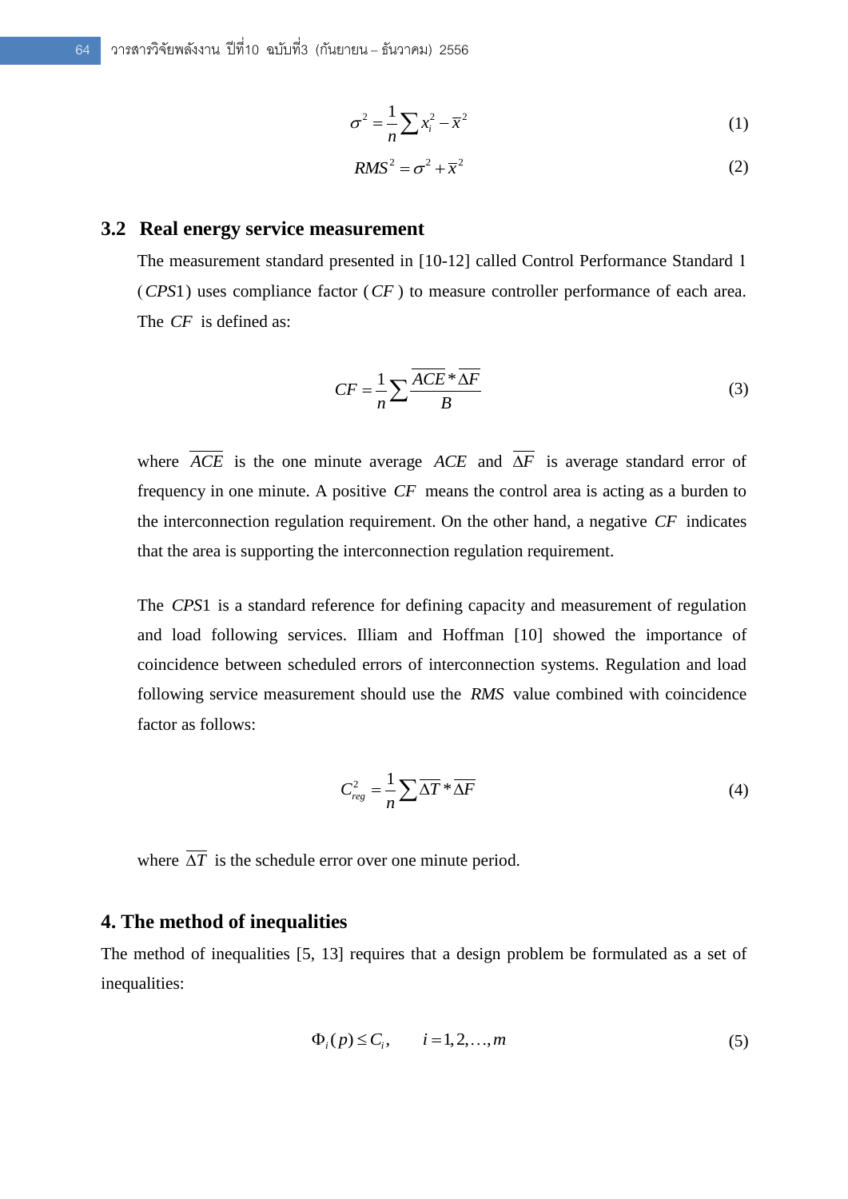$$\sigma^2 = \frac{1}{n}\sum x_i^2 - \bar{x}^2 \tag{1}$$

$$RMS^2 = \sigma^2 + \bar{x}^2 \tag{2}$$

### 3.2 Real energy service measurement

The measurement standard presented in [10-12] called Control Performance Standard 1 ($CPS1$) uses compliance factor ($CF$) to measure controller performance of each area. The $CF$ is defined as:

$$CF = \frac{1}{n}\sum \frac{\overline{ACE} * \overline{\Delta F}}{B} \tag{3}$$

where $\overline{ACE}$ is the one minute average $ACE$ and $\overline{\Delta F}$ is average standard error of frequency in one minute. A positive $CF$ means the control area is acting as a burden to the interconnection regulation requirement. On the other hand, a negative $CF$ indicates that the area is supporting the interconnection regulation requirement.

The $CPS1$ is a standard reference for defining capacity and measurement of regulation and load following services. Illiam and Hoffman [10] showed the importance of coincidence between scheduled errors of interconnection systems. Regulation and load following service measurement should use the $RMS$ value combined with coincidence factor as follows:

$$C_{reg}^2 = \frac{1}{n}\sum \overline{\Delta T} * \overline{\Delta F} \tag{4}$$

where $\overline{\Delta T}$ is the schedule error over one minute period.

## 4. The method of inequalities

The method of inequalities [5, 13] requires that a design problem be formulated as a set of inequalities:

$$\Phi_i(p) \le C_i, \qquad i = 1, 2, \ldots, m \tag{5}$$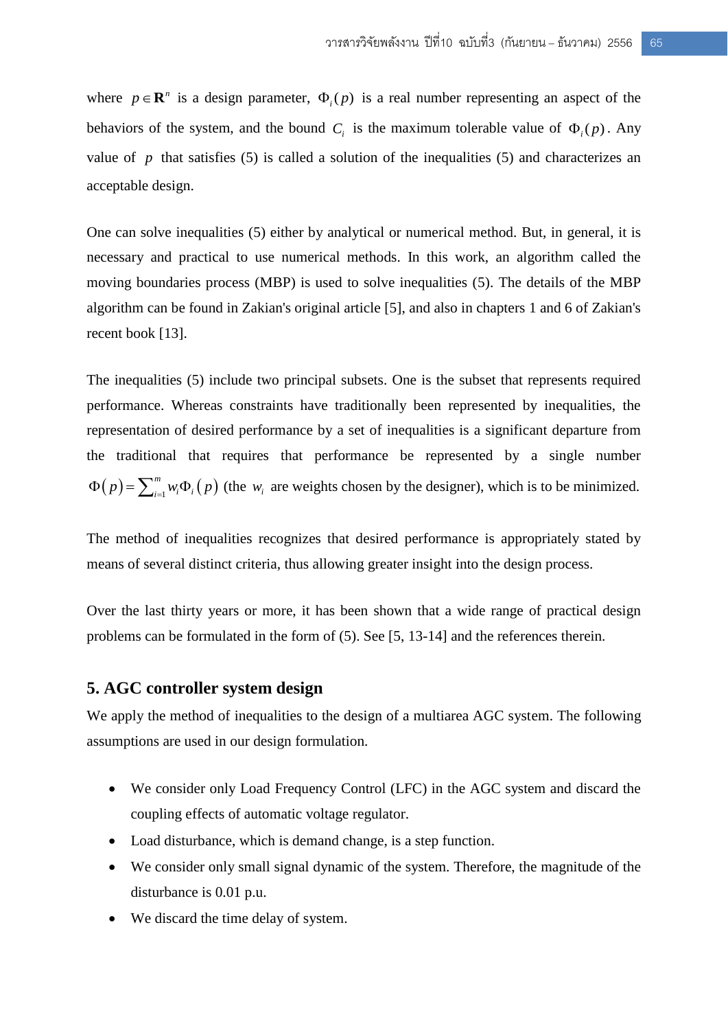where $p \in \mathbf{R}^n$ is a design parameter, $\Phi_i(p)$ is a real number representing an aspect of the behaviors of the system, and the bound $C_i$ is the maximum tolerable value of $\Phi_i(p)$. Any value of $p$ that satisfies (5) is called a solution of the inequalities (5) and characterizes an acceptable design.

One can solve inequalities (5) either by analytical or numerical method. But, in general, it is necessary and practical to use numerical methods. In this work, an algorithm called the moving boundaries process (MBP) is used to solve inequalities (5). The details of the MBP algorithm can be found in Zakian's original article [5], and also in chapters 1 and 6 of Zakian's recent book [13].

The inequalities (5) include two principal subsets. One is the subset that represents required performance. Whereas constraints have traditionally been represented by inequalities, the representation of desired performance by a set of inequalities is a significant departure from the traditional that requires that performance be represented by a single number $\Phi(p) = \sum_{i=1}^{m} w_i \Phi_i(p)$ (the $w_i$ are weights chosen by the designer), which is to be minimized.

The method of inequalities recognizes that desired performance is appropriately stated by means of several distinct criteria, thus allowing greater insight into the design process.

Over the last thirty years or more, it has been shown that a wide range of practical design problems can be formulated in the form of (5). See [5, 13-14] and the references therein.

## 5. AGC controller system design

We apply the method of inequalities to the design of a multiarea AGC system. The following assumptions are used in our design formulation.

- We consider only Load Frequency Control (LFC) in the AGC system and discard the coupling effects of automatic voltage regulator.
- Load disturbance, which is demand change, is a step function.
- We consider only small signal dynamic of the system. Therefore, the magnitude of the disturbance is 0.01 p.u.
- We discard the time delay of system.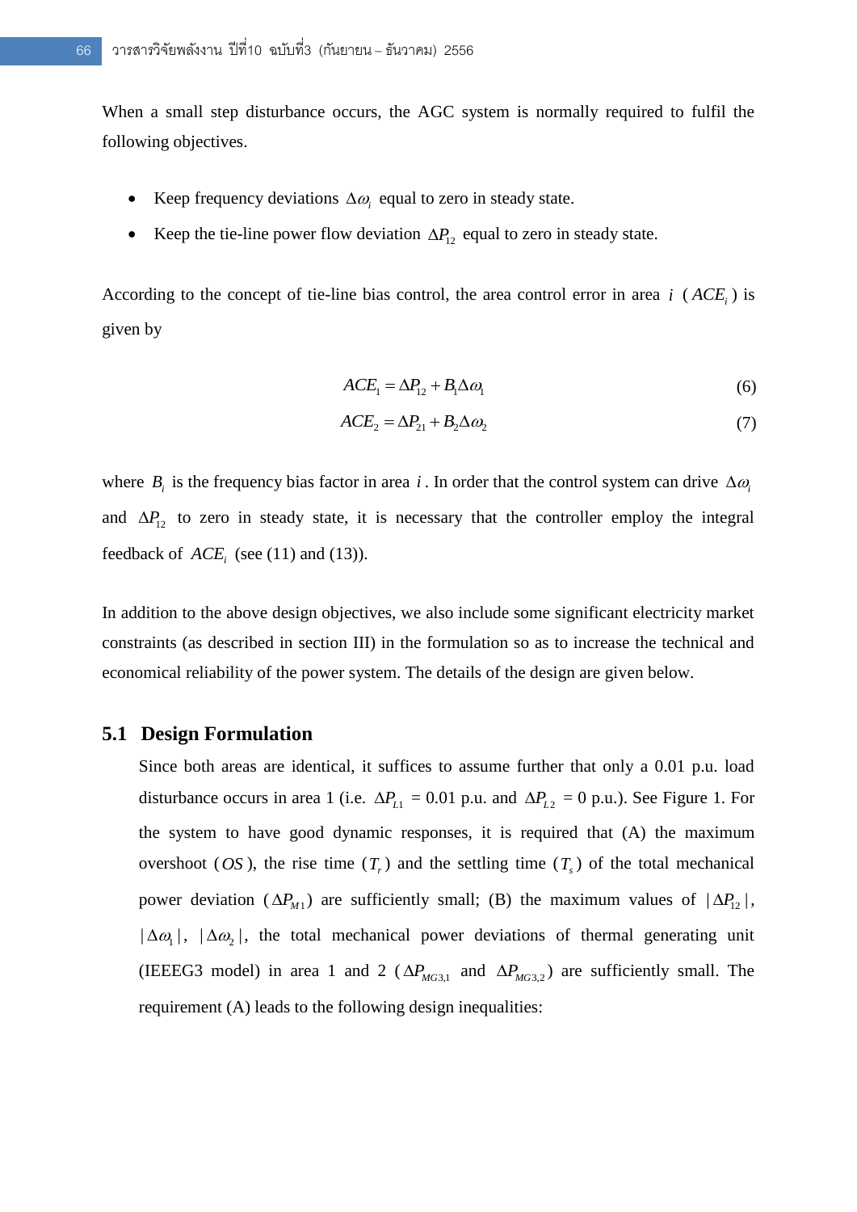When a small step disturbance occurs, the AGC system is normally required to fulfil the following objectives.

- Keep frequency deviations $\Delta\omega_i$ equal to zero in steady state.
- Keep the tie-line power flow deviation $\Delta P_{12}$ equal to zero in steady state.

According to the concept of tie-line bias control, the area control error in area $i$ ($ACE_i$) is given by

$$ACE_1 = \Delta P_{12} + B_1 \Delta\omega_1 \tag{6}$$

$$ACE_2 = \Delta P_{21} + B_2 \Delta\omega_2 \tag{7}$$

where $B_i$ is the frequency bias factor in area $i$. In order that the control system can drive $\Delta\omega_i$ and $\Delta P_{12}$ to zero in steady state, it is necessary that the controller employ the integral feedback of $ACE_i$ (see (11) and (13)).

In addition to the above design objectives, we also include some significant electricity market constraints (as described in section III) in the formulation so as to increase the technical and economical reliability of the power system. The details of the design are given below.

## 5.1 Design Formulation

Since both areas are identical, it suffices to assume further that only a 0.01 p.u. load disturbance occurs in area 1 (i.e. $\Delta P_{L1}$ = 0.01 p.u. and $\Delta P_{L2}$ = 0 p.u.). See Figure 1. For the system to have good dynamic responses, it is required that (A) the maximum overshoot ($OS$), the rise time ($T_r$) and the settling time ($T_s$) of the total mechanical power deviation ($\Delta P_{M1}$) are sufficiently small; (B) the maximum values of $|\Delta P_{12}|$, $|\Delta\omega_1|$, $|\Delta\omega_2|$, the total mechanical power deviations of thermal generating unit (IEEEG3 model) in area 1 and 2 ($\Delta P_{MG3,1}$ and $\Delta P_{MG3,2}$) are sufficiently small. The requirement (A) leads to the following design inequalities: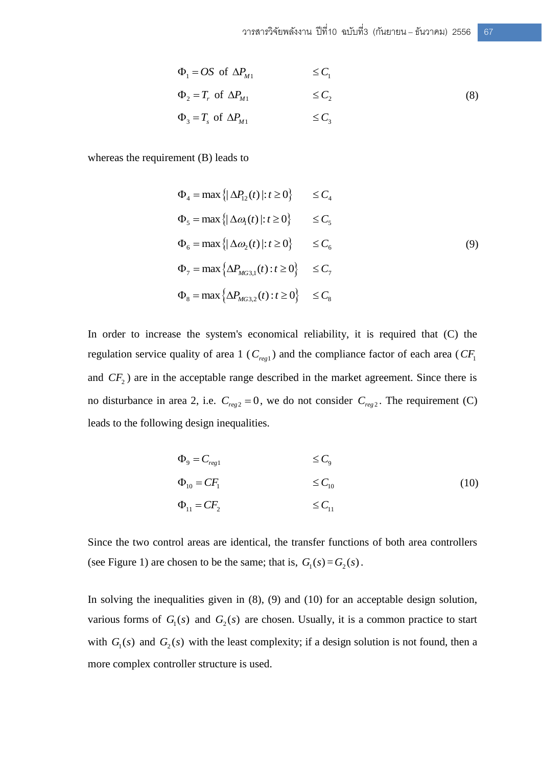$$
\begin{aligned}
\Phi_1 &= OS \text{ of } \Delta P_{M1} && \leq C_1 \\
\Phi_2 &= T_r \text{ of } \Delta P_{M1} && \leq C_2 \\
\Phi_3 &= T_s \text{ of } \Delta P_{M1} && \leq C_3
\end{aligned}
\tag{8}
$$

whereas the requirement (B) leads to

$$
\begin{aligned}
\Phi_4 &= \max\left\{|\Delta P_{12}(t)| : t \geq 0\right\} && \leq C_4 \\
\Phi_5 &= \max\left\{|\Delta \omega_1(t)| : t \geq 0\right\} && \leq C_5 \\
\Phi_6 &= \max\left\{|\Delta \omega_2(t)| : t \geq 0\right\} && \leq C_6 \\
\Phi_7 &= \max\left\{\Delta P_{MG3,1}(t) : t \geq 0\right\} && \leq C_7 \\
\Phi_8 &= \max\left\{\Delta P_{MG3,2}(t) : t \geq 0\right\} && \leq C_8
\end{aligned}
\tag{9}
$$

In order to increase the system's economical reliability, it is required that (C) the regulation service quality of area 1 ($C_{reg1}$) and the compliance factor of each area ($CF_1$ and $CF_2$) are in the acceptable range described in the market agreement. Since there is no disturbance in area 2, i.e. $C_{reg2} = 0$, we do not consider $C_{reg2}$. The requirement (C) leads to the following design inequalities.

$$
\begin{aligned}
\Phi_9 &= C_{reg1} && \leq C_9 \\
\Phi_{10} &= CF_1 && \leq C_{10} \\
\Phi_{11} &= CF_2 && \leq C_{11}
\end{aligned}
\tag{10}
$$

Since the two control areas are identical, the transfer functions of both area controllers (see Figure 1) are chosen to be the same; that is, $G_1(s) = G_2(s)$.

In solving the inequalities given in (8), (9) and (10) for an acceptable design solution, various forms of $G_1(s)$ and $G_2(s)$ are chosen. Usually, it is a common practice to start with $G_1(s)$ and $G_2(s)$ with the least complexity; if a design solution is not found, then a more complex controller structure is used.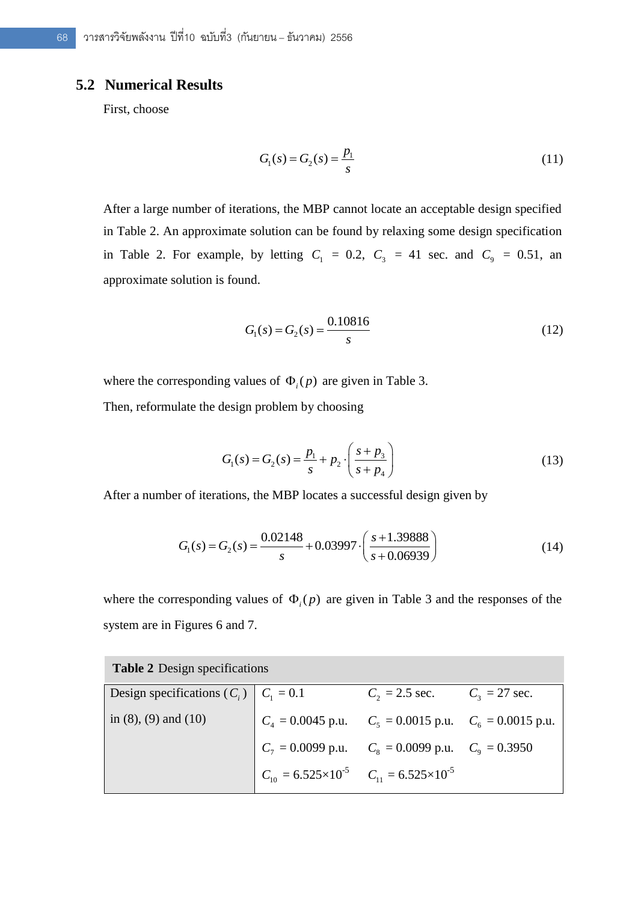## 5.2 Numerical Results

First, choose

$$G_1(s) = G_2(s) = \frac{p_1}{s} \tag{11}$$

After a large number of iterations, the MBP cannot locate an acceptable design specified in Table 2. An approximate solution can be found by relaxing some design specification in Table 2. For example, by letting $C_1 = 0.2$, $C_3 = 41$ sec. and $C_9 = 0.51$, an approximate solution is found.

$$G_1(s) = G_2(s) = \frac{0.10816}{s} \tag{12}$$

where the corresponding values of $\Phi_i(p)$ are given in Table 3.

Then, reformulate the design problem by choosing

$$G_1(s) = G_2(s) = \frac{p_1}{s} + p_2 \cdot \left(\frac{s + p_3}{s + p_4}\right) \tag{13}$$

After a number of iterations, the MBP locates a successful design given by

$$G_1(s) = G_2(s) = \frac{0.02148}{s} + 0.03997 \cdot \left(\frac{s + 1.39888}{s + 0.06939}\right) \tag{14}$$

where the corresponding values of $\Phi_i(p)$ are given in Table 3 and the responses of the system are in Figures 6 and 7.

**Table 2** Design specifications

| Design specifications ($C_i$) in (8), (9) and (10) | | | |
|---|---|---|---|
| | $C_1 = 0.1$ | $C_2 = 2.5$ sec. | $C_3 = 27$ sec. |
| | $C_4 = 0.0045$ p.u. | $C_5 = 0.0015$ p.u. | $C_6 = 0.0015$ p.u. |
| | $C_7 = 0.0099$ p.u. | $C_8 = 0.0099$ p.u. | $C_9 = 0.3950$ |
| | $C_{10} = 6.525\times10^{-5}$ | $C_{11} = 6.525\times10^{-5}$ | |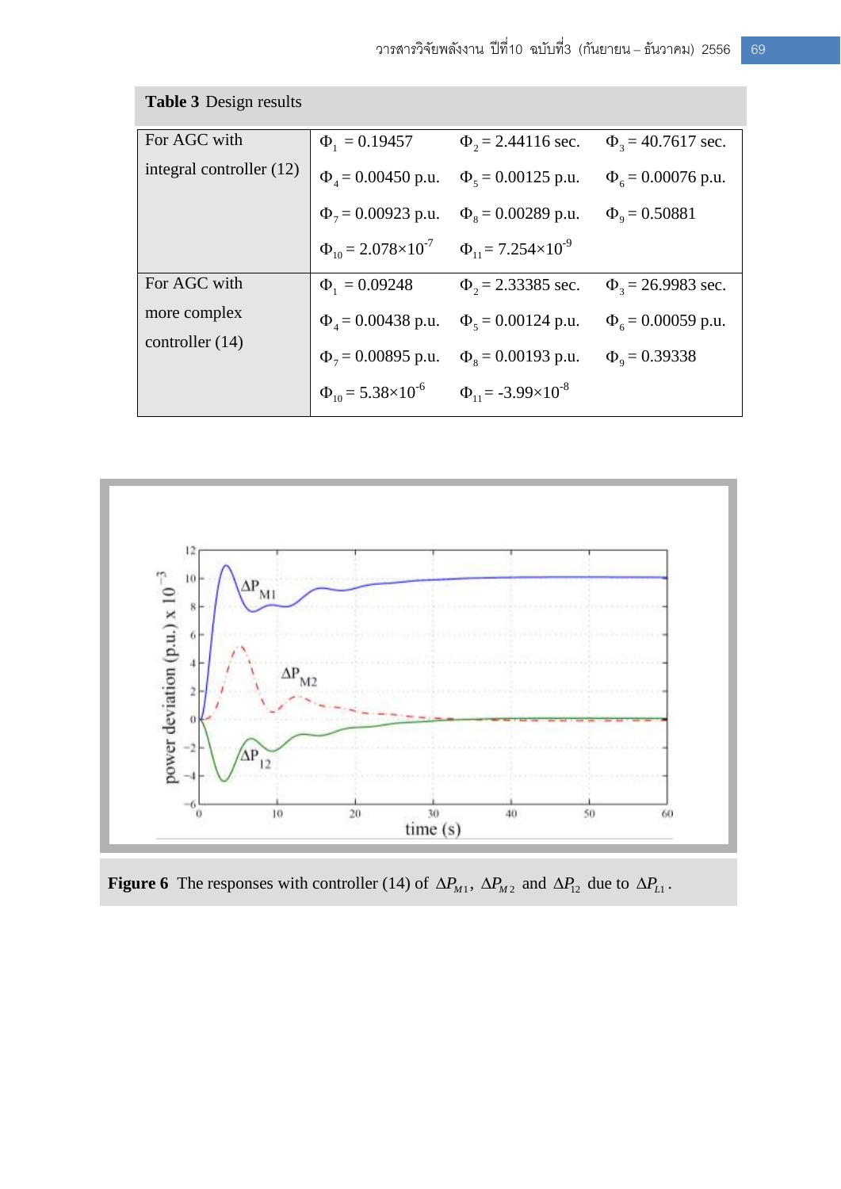**Table 3** Design results

| | | | |
|---|---|---|---|
| For AGC with integral controller (12) | $\Phi_1$ = 0.19457 | $\Phi_2$ = 2.44116 sec. | $\Phi_3$ = 40.7617 sec. |
| | $\Phi_4$ = 0.00450 p.u. | $\Phi_5$ = 0.00125 p.u. | $\Phi_6$ = 0.00076 p.u. |
| | $\Phi_7$ = 0.00923 p.u. | $\Phi_8$ = 0.00289 p.u. | $\Phi_9$ = 0.50881 |
| | $\Phi_{10}$ = $2.078\times10^{-7}$ | $\Phi_{11}$ = $7.254\times10^{-9}$ | |
| For AGC with more complex controller (14) | $\Phi_1$ = 0.09248 | $\Phi_2$ = 2.33385 sec. | $\Phi_3$ = 26.9983 sec. |
| | $\Phi_4$ = 0.00438 p.u. | $\Phi_5$ = 0.00124 p.u. | $\Phi_6$ = 0.00059 p.u. |
| | $\Phi_7$ = 0.00895 p.u. | $\Phi_8$ = 0.00193 p.u. | $\Phi_9$ = 0.39338 |
| | $\Phi_{10}$ = $5.38\times10^{-6}$ | $\Phi_{11}$ = $-3.99\times10^{-8}$ | |

**Figure 6** The responses with controller (14) of $\Delta P_{M1}$, $\Delta P_{M2}$ and $\Delta P_{12}$ due to $\Delta P_{L1}$.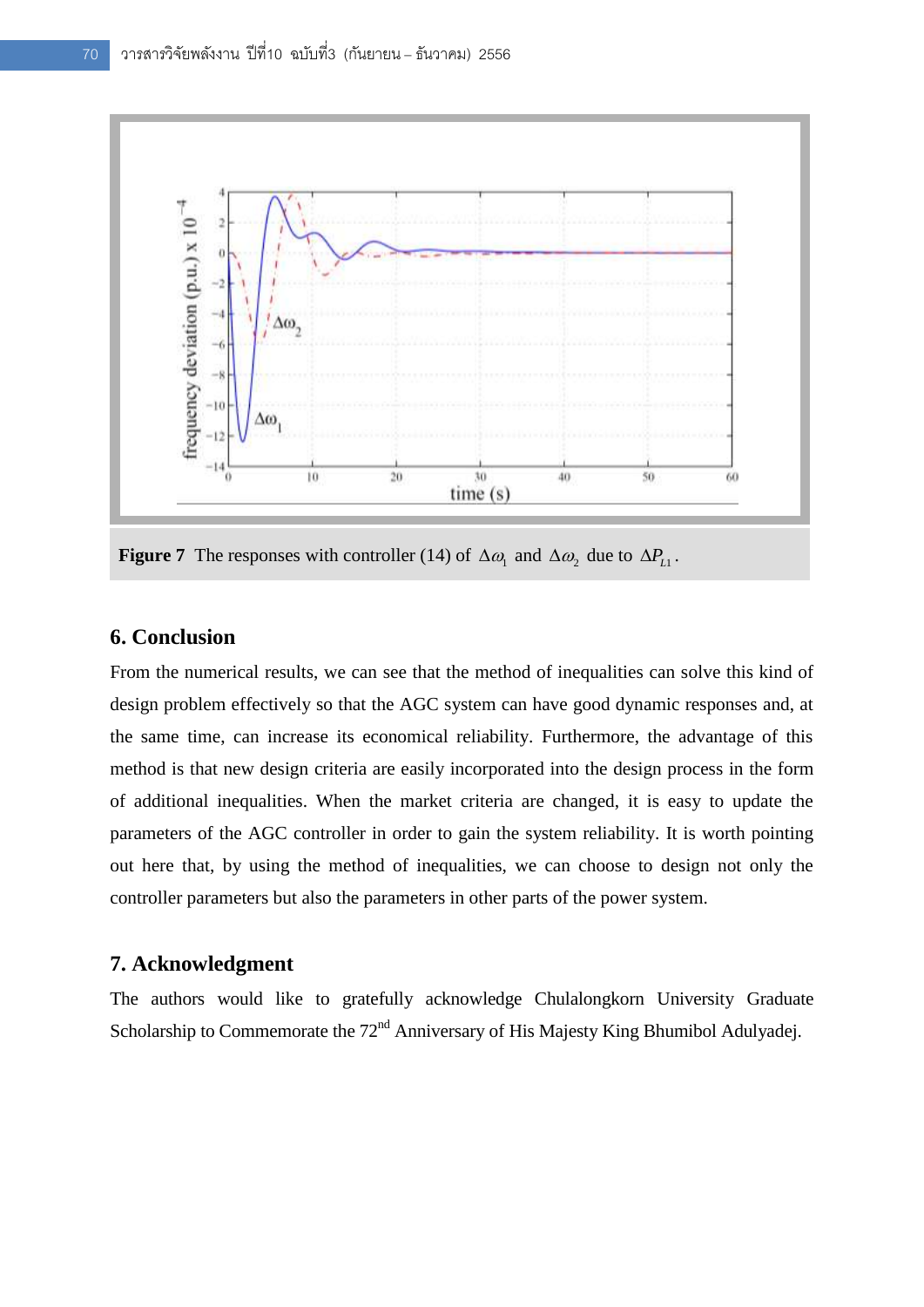Figure 7  The responses with controller (14) of $\Delta\omega_1$ and $\Delta\omega_2$ due to $\Delta P_{L1}$.

## 6. Conclusion

From the numerical results, we can see that the method of inequalities can solve this kind of design problem effectively so that the AGC system can have good dynamic responses and, at the same time, can increase its economical reliability. Furthermore, the advantage of this method is that new design criteria are easily incorporated into the design process in the form of additional inequalities. When the market criteria are changed, it is easy to update the parameters of the AGC controller in order to gain the system reliability. It is worth pointing out here that, by using the method of inequalities, we can choose to design not only the controller parameters but also the parameters in other parts of the power system.

## 7. Acknowledgment

The authors would like to gratefully acknowledge Chulalongkorn University Graduate Scholarship to Commemorate the 72nd Anniversary of His Majesty King Bhumibol Adulyadej.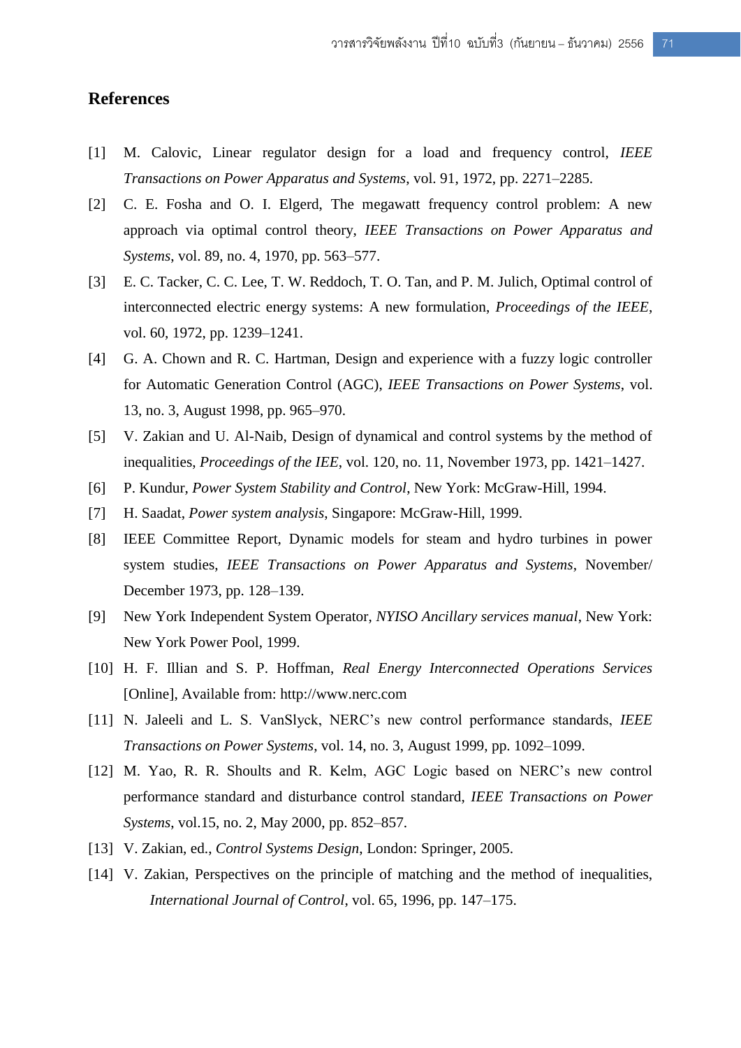## References

[1] M. Calovic, Linear regulator design for a load and frequency control, *IEEE Transactions on Power Apparatus and Systems*, vol. 91, 1972, pp. 2271–2285.

[2] C. E. Fosha and O. I. Elgerd, The megawatt frequency control problem: A new approach via optimal control theory, *IEEE Transactions on Power Apparatus and Systems*, vol. 89, no. 4, 1970, pp. 563–577.

[3] E. C. Tacker, C. C. Lee, T. W. Reddoch, T. O. Tan, and P. M. Julich, Optimal control of interconnected electric energy systems: A new formulation, *Proceedings of the IEEE*, vol. 60, 1972, pp. 1239–1241.

[4] G. A. Chown and R. C. Hartman, Design and experience with a fuzzy logic controller for Automatic Generation Control (AGC), *IEEE Transactions on Power Systems*, vol. 13, no. 3, August 1998, pp. 965–970.

[5] V. Zakian and U. Al-Naib, Design of dynamical and control systems by the method of inequalities, *Proceedings of the IEE*, vol. 120, no. 11, November 1973, pp. 1421–1427.

[6] P. Kundur, *Power System Stability and Control*, New York: McGraw-Hill, 1994.

[7] H. Saadat, *Power system analysis*, Singapore: McGraw-Hill, 1999.

[8] IEEE Committee Report, Dynamic models for steam and hydro turbines in power system studies, *IEEE Transactions on Power Apparatus and Systems*, November/ December 1973, pp. 128–139.

[9] New York Independent System Operator, *NYISO Ancillary services manual*, New York: New York Power Pool, 1999.

[10] H. F. Illian and S. P. Hoffman, *Real Energy Interconnected Operations Services* [Online], Available from: http://www.nerc.com

[11] N. Jaleeli and L. S. VanSlyck, NERC's new control performance standards, *IEEE Transactions on Power Systems*, vol. 14, no. 3, August 1999, pp. 1092–1099.

[12] M. Yao, R. R. Shoults and R. Kelm, AGC Logic based on NERC's new control performance standard and disturbance control standard, *IEEE Transactions on Power Systems*, vol.15, no. 2, May 2000, pp. 852–857.

[13] V. Zakian, ed., *Control Systems Design*, London: Springer, 2005.

[14] V. Zakian, Perspectives on the principle of matching and the method of inequalities, *International Journal of Control*, vol. 65, 1996, pp. 147–175.